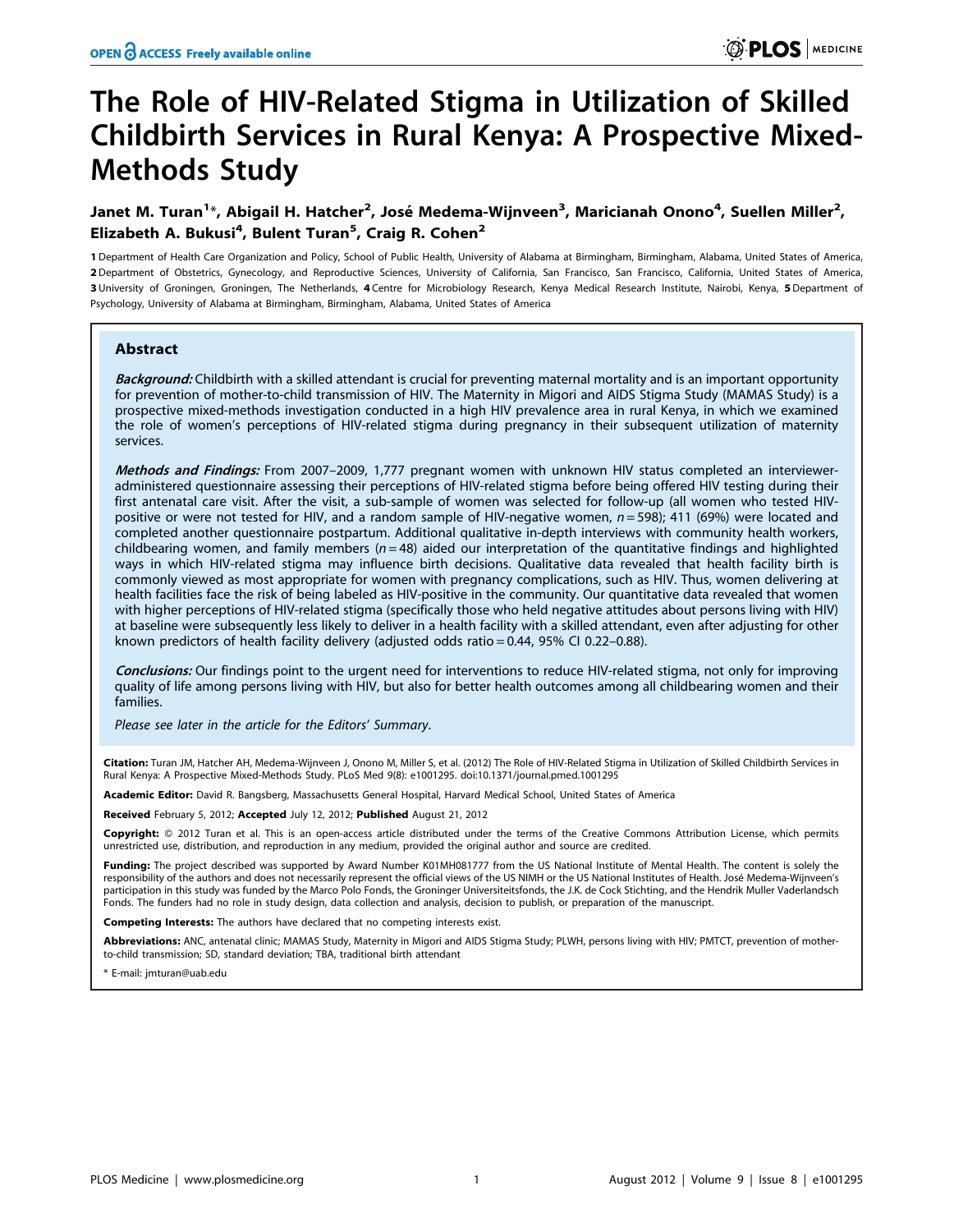# The Role of HIV-Related Stigma in Utilization of Skilled Childbirth Services in Rural Kenya: A Prospective Mixed-Methods Study

Janet M. Turan[1]*, Abigail H. Hatcher[2], José Medema-Wijnveen[3], Maricianah Onono[4], Suellen Miller[2], Elizabeth A. Bukusi[4], Bulent Turan[5], Craig R. Cohen[2]

1 Department of Health Care Organization and Policy, School of Public Health, University of Alabama at Birmingham, Birmingham, Alabama, United States of America, 2 Department of Obstetrics, Gynecology, and Reproductive Sciences, University of California, San Francisco, San Francisco, California, United States of America, 3 University of Groningen, Groningen, The Netherlands, 4 Centre for Microbiology Research, Kenya Medical Research Institute, Nairobi, Kenya, 5 Department of Psychology, University of Alabama at Birmingham, Birmingham, Alabama, United States of America

## Abstract

***Background:*** Childbirth with a skilled attendant is crucial for preventing maternal mortality and is an important opportunity for prevention of mother-to-child transmission of HIV. The Maternity in Migori and AIDS Stigma Study (MAMAS Study) is a prospective mixed-methods investigation conducted in a high HIV prevalence area in rural Kenya, in which we examined the role of women's perceptions of HIV-related stigma during pregnancy in their subsequent utilization of maternity services.

***Methods and Findings:*** From 2007–2009, 1,777 pregnant women with unknown HIV status completed an interviewer-administered questionnaire assessing their perceptions of HIV-related stigma before being offered HIV testing during their first antenatal care visit. After the visit, a sub-sample of women was selected for follow-up (all women who tested HIV-positive or were not tested for HIV, and a random sample of HIV-negative women, *n* = 598); 411 (69%) were located and completed another questionnaire postpartum. Additional qualitative in-depth interviews with community health workers, childbearing women, and family members (*n* = 48) aided our interpretation of the quantitative findings and highlighted ways in which HIV-related stigma may influence birth decisions. Qualitative data revealed that health facility birth is commonly viewed as most appropriate for women with pregnancy complications, such as HIV. Thus, women delivering at health facilities face the risk of being labeled as HIV-positive in the community. Our quantitative data revealed that women with higher perceptions of HIV-related stigma (specifically those who held negative attitudes about persons living with HIV) at baseline were subsequently less likely to deliver in a health facility with a skilled attendant, even after adjusting for other known predictors of health facility delivery (adjusted odds ratio = 0.44, 95% CI 0.22–0.88).

***Conclusions:*** Our findings point to the urgent need for interventions to reduce HIV-related stigma, not only for improving quality of life among persons living with HIV, but also for better health outcomes among all childbearing women and their families.

*Please see later in the article for the Editors' Summary.*

**Citation:** Turan JM, Hatcher AH, Medema-Wijnveen J, Onono M, Miller S, et al. (2012) The Role of HIV-Related Stigma in Utilization of Skilled Childbirth Services in Rural Kenya: A Prospective Mixed-Methods Study. PLoS Med 9(8): e1001295. doi:10.1371/journal.pmed.1001295

**Academic Editor:** David R. Bangsberg, Massachusetts General Hospital, Harvard Medical School, United States of America

**Received** February 5, 2012; **Accepted** July 12, 2012; **Published** August 21, 2012

**Copyright:** © 2012 Turan et al. This is an open-access article distributed under the terms of the Creative Commons Attribution License, which permits unrestricted use, distribution, and reproduction in any medium, provided the original author and source are credited.

**Funding:** The project described was supported by Award Number K01MH081777 from the US National Institute of Mental Health. The content is solely the responsibility of the authors and does not necessarily represent the official views of the US NIMH or the US National Institutes of Health. José Medema-Wijnveen's participation in this study was funded by the Marco Polo Fonds, the Groninger Universiteitsfonds, the J.K. de Cock Stichting, and the Hendrik Muller Vaderlandsch Fonds. The funders had no role in study design, data collection and analysis, decision to publish, or preparation of the manuscript.

**Competing Interests:** The authors have declared that no competing interests exist.

**Abbreviations:** ANC, antenatal clinic; MAMAS Study, Maternity in Migori and AIDS Stigma Study; PLWH, persons living with HIV; PMTCT, prevention of mother-to-child transmission; SD, standard deviation; TBA, traditional birth attendant

* E-mail: jmturan@uab.edu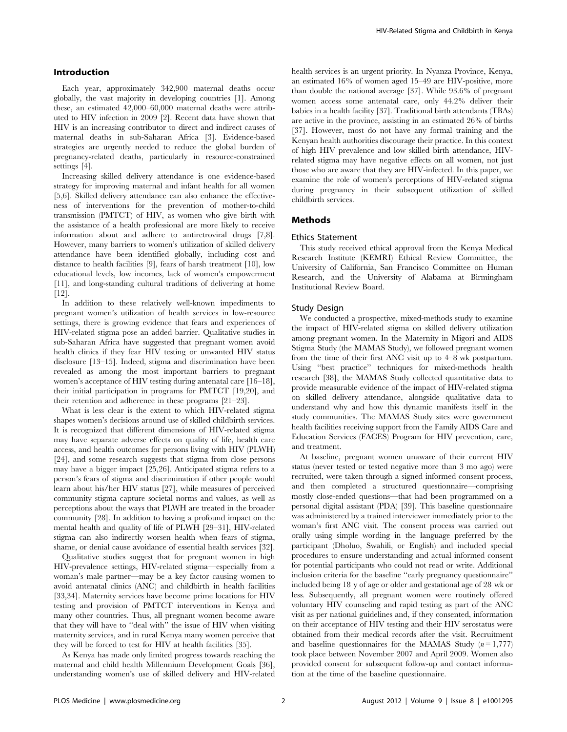## Introduction

Each year, approximately 342,900 maternal deaths occur globally, the vast majority in developing countries [1]. Among these, an estimated 42,000–60,000 maternal deaths were attributed to HIV infection in 2009 [2]. Recent data have shown that HIV is an increasing contributor to direct and indirect causes of maternal deaths in sub-Saharan Africa [3]. Evidence-based strategies are urgently needed to reduce the global burden of pregnancy-related deaths, particularly in resource-constrained settings [4].

Increasing skilled delivery attendance is one evidence-based strategy for improving maternal and infant health for all women [5,6]. Skilled delivery attendance can also enhance the effectiveness of interventions for the prevention of mother-to-child transmission (PMTCT) of HIV, as women who give birth with the assistance of a health professional are more likely to receive information about and adhere to antiretroviral drugs [7,8]. However, many barriers to women's utilization of skilled delivery attendance have been identified globally, including cost and distance to health facilities [9], fears of harsh treatment [10], low educational levels, low incomes, lack of women's empowerment [11], and long-standing cultural traditions of delivering at home [12].

In addition to these relatively well-known impediments to pregnant women's utilization of health services in low-resource settings, there is growing evidence that fears and experiences of HIV-related stigma pose an added barrier. Qualitative studies in sub-Saharan Africa have suggested that pregnant women avoid health clinics if they fear HIV testing or unwanted HIV status disclosure [13–15]. Indeed, stigma and discrimination have been revealed as among the most important barriers to pregnant women's acceptance of HIV testing during antenatal care [16–18], their initial participation in programs for PMTCT [19,20], and their retention and adherence in these programs [21–23].

What is less clear is the extent to which HIV-related stigma shapes women's decisions around use of skilled childbirth services. It is recognized that different dimensions of HIV-related stigma may have separate adverse effects on quality of life, health care access, and health outcomes for persons living with HIV (PLWH) [24], and some research suggests that stigma from close persons may have a bigger impact [25,26]. Anticipated stigma refers to a person's fears of stigma and discrimination if other people would learn about his/her HIV status [27], while measures of perceived community stigma capture societal norms and values, as well as perceptions about the ways that PLWH are treated in the broader community [28]. In addition to having a profound impact on the mental health and quality of life of PLWH [29–31], HIV-related stigma can also indirectly worsen health when fears of stigma, shame, or denial cause avoidance of essential health services [32].

Qualitative studies suggest that for pregnant women in high HIV-prevalence settings, HIV-related stigma—especially from a woman's male partner—may be a key factor causing women to avoid antenatal clinics (ANC) and childbirth in health facilities [33,34]. Maternity services have become prime locations for HIV testing and provision of PMTCT interventions in Kenya and many other countries. Thus, all pregnant women become aware that they will have to "deal with" the issue of HIV when visiting maternity services, and in rural Kenya many women perceive that they will be forced to test for HIV at health facilities [35].

As Kenya has made only limited progress towards reaching the maternal and child health Millennium Development Goals [36], understanding women's use of skilled delivery and HIV-related health services is an urgent priority. In Nyanza Province, Kenya, an estimated 16% of women aged 15–49 are HIV-positive, more than double the national average [37]. While 93.6% of pregnant women access some antenatal care, only 44.2% deliver their babies in a health facility [37]. Traditional birth attendants (TBAs) are active in the province, assisting in an estimated 26% of births [37]. However, most do not have any formal training and the Kenyan health authorities discourage their practice. In this context of high HIV prevalence and low skilled birth attendance, HIV-related stigma may have negative effects on all women, not just those who are aware that they are HIV-infected. In this paper, we examine the role of women's perceptions of HIV-related stigma during pregnancy in their subsequent utilization of skilled childbirth services.

## Methods

### Ethics Statement

This study received ethical approval from the Kenya Medical Research Institute (KEMRI) Ethical Review Committee, the University of California, San Francisco Committee on Human Research, and the University of Alabama at Birmingham Institutional Review Board.

### Study Design

We conducted a prospective, mixed-methods study to examine the impact of HIV-related stigma on skilled delivery utilization among pregnant women. In the Maternity in Migori and AIDS Stigma Study (the MAMAS Study), we followed pregnant women from the time of their first ANC visit up to 4–8 wk postpartum. Using "best practice" techniques for mixed-methods health research [38], the MAMAS Study collected quantitative data to provide measurable evidence of the impact of HIV-related stigma on skilled delivery attendance, alongside qualitative data to understand why and how this dynamic manifests itself in the study communities. The MAMAS Study sites were government health facilities receiving support from the Family AIDS Care and Education Services (FACES) Program for HIV prevention, care, and treatment.

At baseline, pregnant women unaware of their current HIV status (never tested or tested negative more than 3 mo ago) were recruited, were taken through a signed informed consent process, and then completed a structured questionnaire—comprising mostly close-ended questions—that had been programmed on a personal digital assistant (PDA) [39]. This baseline questionnaire was administered by a trained interviewer immediately prior to the woman's first ANC visit. The consent process was carried out orally using simple wording in the language preferred by the participant (Dholuo, Swahili, or English) and included special procedures to ensure understanding and actual informed consent for potential participants who could not read or write. Additional inclusion criteria for the baseline "early pregnancy questionnaire" included being 18 y of age or older and gestational age of 28 wk or less. Subsequently, all pregnant women were routinely offered voluntary HIV counseling and rapid testing as part of the ANC visit as per national guidelines and, if they consented, information on their acceptance of HIV testing and their HIV serostatus were obtained from their medical records after the visit. Recruitment and baseline questionnaires for the MAMAS Study ($n = 1,777$) took place between November 2007 and April 2009. Women also provided consent for subsequent follow-up and contact information at the time of the baseline questionnaire.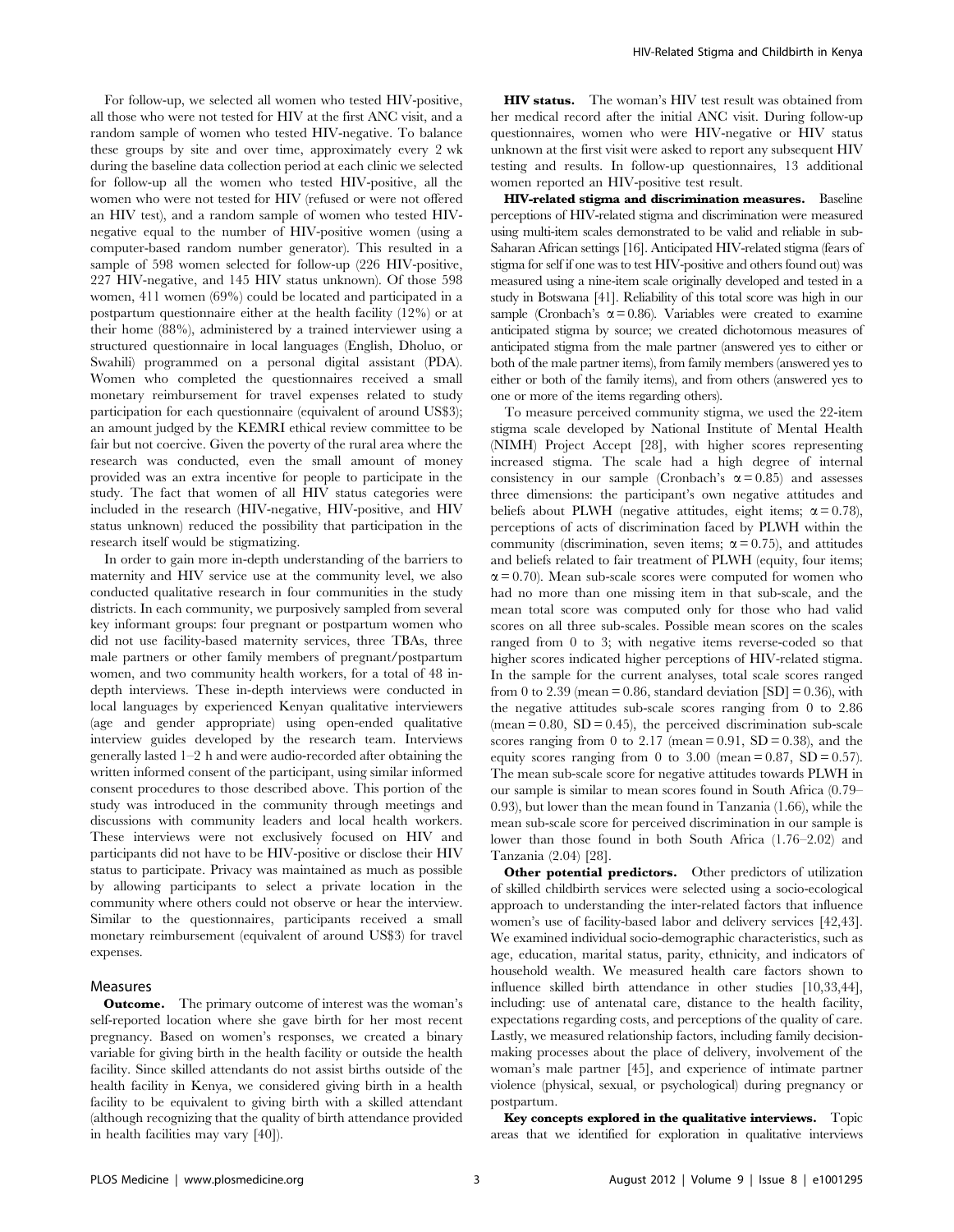For follow-up, we selected all women who tested HIV-positive, all those who were not tested for HIV at the first ANC visit, and a random sample of women who tested HIV-negative. To balance these groups by site and over time, approximately every 2 wk during the baseline data collection period at each clinic we selected for follow-up all the women who tested HIV-positive, all the women who were not tested for HIV (refused or were not offered an HIV test), and a random sample of women who tested HIV-negative equal to the number of HIV-positive women (using a computer-based random number generator). This resulted in a sample of 598 women selected for follow-up (226 HIV-positive, 227 HIV-negative, and 145 HIV status unknown). Of those 598 women, 411 women (69%) could be located and participated in a postpartum questionnaire either at the health facility (12%) or at their home (88%), administered by a trained interviewer using a structured questionnaire in local languages (English, Dholuo, or Swahili) programmed on a personal digital assistant (PDA). Women who completed the questionnaires received a small monetary reimbursement for travel expenses related to study participation for each questionnaire (equivalent of around US$3); an amount judged by the KEMRI ethical review committee to be fair but not coercive. Given the poverty of the rural area where the research was conducted, even the small amount of money provided was an extra incentive for people to participate in the study. The fact that women of all HIV status categories were included in the research (HIV-negative, HIV-positive, and HIV status unknown) reduced the possibility that participation in the research itself would be stigmatizing.

In order to gain more in-depth understanding of the barriers to maternity and HIV service use at the community level, we also conducted qualitative research in four communities in the study districts. In each community, we purposively sampled from several key informant groups: four pregnant or postpartum women who did not use facility-based maternity services, three TBAs, three male partners or other family members of pregnant/postpartum women, and two community health workers, for a total of 48 in-depth interviews. These in-depth interviews were conducted in local languages by experienced Kenyan qualitative interviewers (age and gender appropriate) using open-ended qualitative interview guides developed by the research team. Interviews generally lasted 1–2 h and were audio-recorded after obtaining the written informed consent of the participant, using similar informed consent procedures to those described above. This portion of the study was introduced in the community through meetings and discussions with community leaders and local health workers. These interviews were not exclusively focused on HIV and participants did not have to be HIV-positive or disclose their HIV status to participate. Privacy was maintained as much as possible by allowing participants to select a private location in the community where others could not observe or hear the interview. Similar to the questionnaires, participants received a small monetary reimbursement (equivalent of around US$3) for travel expenses.

## Measures

**Outcome.** The primary outcome of interest was the woman's self-reported location where she gave birth for her most recent pregnancy. Based on women's responses, we created a binary variable for giving birth in the health facility or outside the health facility. Since skilled attendants do not assist births outside of the health facility in Kenya, we considered giving birth in a health facility to be equivalent to giving birth with a skilled attendant (although recognizing that the quality of birth attendance provided in health facilities may vary [40]).

**HIV status.** The woman's HIV test result was obtained from her medical record after the initial ANC visit. During follow-up questionnaires, women who were HIV-negative or HIV status unknown at the first visit were asked to report any subsequent HIV testing and results. In follow-up questionnaires, 13 additional women reported an HIV-positive test result.

**HIV-related stigma and discrimination measures.** Baseline perceptions of HIV-related stigma and discrimination were measured using multi-item scales demonstrated to be valid and reliable in sub-Saharan African settings [16]. Anticipated HIV-related stigma (fears of stigma for self if one was to test HIV-positive and others found out) was measured using a nine-item scale originally developed and tested in a study in Botswana [41]. Reliability of this total score was high in our sample (Cronbach's $\alpha = 0.86$). Variables were created to examine anticipated stigma by source; we created dichotomous measures of anticipated stigma from the male partner (answered yes to either or both of the male partner items), from family members (answered yes to either or both of the family items), and from others (answered yes to one or more of the items regarding others).

To measure perceived community stigma, we used the 22-item stigma scale developed by National Institute of Mental Health (NIMH) Project Accept [28], with higher scores representing increased stigma. The scale had a high degree of internal consistency in our sample (Cronbach's $\alpha = 0.85$) and assesses three dimensions: the participant's own negative attitudes and beliefs about PLWH (negative attitudes, eight items; $\alpha = 0.78$), perceptions of acts of discrimination faced by PLWH within the community (discrimination, seven items; $\alpha = 0.75$), and attitudes and beliefs related to fair treatment of PLWH (equity, four items; $\alpha = 0.70$). Mean sub-scale scores were computed for women who had no more than one missing item in that sub-scale, and the mean total score was computed only for those who had valid scores on all three sub-scales. Possible mean scores on the scales ranged from 0 to 3; with negative items reverse-coded so that higher scores indicated higher perceptions of HIV-related stigma. In the sample for the current analyses, total scale scores ranged from 0 to 2.39 (mean = 0.86, standard deviation [SD] = 0.36), with the negative attitudes sub-scale scores ranging from 0 to 2.86 (mean = 0.80, SD = 0.45), the perceived discrimination sub-scale scores ranging from 0 to 2.17 (mean = 0.91, SD = 0.38), and the equity scores ranging from 0 to 3.00 (mean = 0.87, SD = 0.57). The mean sub-scale score for negative attitudes towards PLWH in our sample is similar to mean scores found in South Africa (0.79–0.93), but lower than the mean found in Tanzania (1.66), while the mean sub-scale score for perceived discrimination in our sample is lower than those found in both South Africa (1.76–2.02) and Tanzania (2.04) [28].

**Other potential predictors.** Other predictors of utilization of skilled childbirth services were selected using a socio-ecological approach to understanding the inter-related factors that influence women's use of facility-based labor and delivery services [42,43]. We examined individual socio-demographic characteristics, such as age, education, marital status, parity, ethnicity, and indicators of household wealth. We measured health care factors shown to influence skilled birth attendance in other studies [10,33,44], including: use of antenatal care, distance to the health facility, expectations regarding costs, and perceptions of the quality of care. Lastly, we measured relationship factors, including family decision-making processes about the place of delivery, involvement of the woman's male partner [45], and experience of intimate partner violence (physical, sexual, or psychological) during pregnancy or postpartum.

**Key concepts explored in the qualitative interviews.** Topic areas that we identified for exploration in qualitative interviews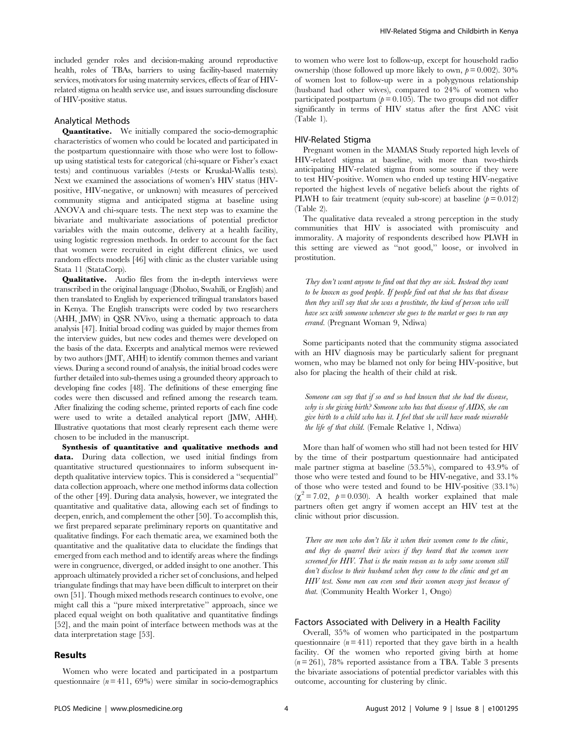included gender roles and decision-making around reproductive health, roles of TBAs, barriers to using facility-based maternity services, motivators for using maternity services, effects of fear of HIV-related stigma on health service use, and issues surrounding disclosure of HIV-positive status.

### Analytical Methods

**Quantitative.** We initially compared the socio-demographic characteristics of women who could be located and participated in the postpartum questionnaire with those who were lost to follow-up using statistical tests for categorical (chi-square or Fisher's exact tests) and continuous variables (*t*-tests or Kruskal-Wallis tests). Next we examined the associations of women's HIV status (HIV-positive, HIV-negative, or unknown) with measures of perceived community stigma and anticipated stigma at baseline using ANOVA and chi-square tests. The next step was to examine the bivariate and multivariate associations of potential predictor variables with the main outcome, delivery at a health facility, using logistic regression methods. In order to account for the fact that women were recruited in eight different clinics, we used random effects models [46] with clinic as the cluster variable using Stata 11 (StataCorp).

**Qualitative.** Audio files from the in-depth interviews were transcribed in the original language (Dholuo, Swahili, or English) and then translated to English by experienced trilingual translators based in Kenya. The English transcripts were coded by two researchers (AHH, JMW) in QSR NVivo, using a thematic approach to data analysis [47]. Initial broad coding was guided by major themes from the interview guides, but new codes and themes were developed on the basis of the data. Excerpts and analytical memos were reviewed by two authors (JMT, AHH) to identify common themes and variant views. During a second round of analysis, the initial broad codes were further detailed into sub-themes using a grounded theory approach to developing fine codes [48]. The definitions of these emerging fine codes were then discussed and refined among the research team. After finalizing the coding scheme, printed reports of each fine code were used to write a detailed analytical report (JMW, AHH). Illustrative quotations that most clearly represent each theme were chosen to be included in the manuscript.

**Synthesis of quantitative and qualitative methods and data.** During data collection, we used initial findings from quantitative structured questionnaires to inform subsequent in-depth qualitative interview topics. This is considered a "sequential" data collection approach, where one method informs data collection of the other [49]. During data analysis, however, we integrated the quantitative and qualitative data, allowing each set of findings to deepen, enrich, and complement the other [50]. To accomplish this, we first prepared separate preliminary reports on quantitative and qualitative findings. For each thematic area, we examined both the quantitative and the qualitative data to elucidate the findings that emerged from each method and to identify areas where the findings were in congruence, diverged, or added insight to one another. This approach ultimately provided a richer set of conclusions, and helped triangulate findings that may have been difficult to interpret on their own [51]. Though mixed methods research continues to evolve, one might call this a "pure mixed interpretative" approach, since we placed equal weight on both qualitative and quantitative findings [52], and the main point of interface between methods was at the data interpretation stage [53].

## Results

Women who were located and participated in a postpartum questionnaire ($n = 411$, 69%) were similar in socio-demographics to women who were lost to follow-up, except for household radio ownership (those followed up more likely to own, $p = 0.002$). 30% of women lost to follow-up were in a polygynous relationship (husband had other wives), compared to 24% of women who participated postpartum ($p = 0.105$). The two groups did not differ significantly in terms of HIV status after the first ANC visit (Table 1).

### HIV-Related Stigma

Pregnant women in the MAMAS Study reported high levels of HIV-related stigma at baseline, with more than two-thirds anticipating HIV-related stigma from some source if they were to test HIV-positive. Women who ended up testing HIV-negative reported the highest levels of negative beliefs about the rights of PLWH to fair treatment (equity sub-score) at baseline ($p = 0.012$) (Table 2).

The qualitative data revealed a strong perception in the study communities that HIV is associated with promiscuity and immorality. A majority of respondents described how PLWH in this setting are viewed as "not good," loose, or involved in prostitution.

> *They don't want anyone to find out that they are sick. Instead they want to be known as good people. If people find out that she has that disease then they will say that she was a prostitute, the kind of person who will have sex with someone whenever she goes to the market or goes to run any errand.* (Pregnant Woman 9, Ndiwa)

Some participants noted that the community stigma associated with an HIV diagnosis may be particularly salient for pregnant women, who may be blamed not only for being HIV-positive, but also for placing the health of their child at risk.

> *Someone can say that if so and so had known that she had the disease, why is she giving birth? Someone who has that disease of AIDS, she can give birth to a child who has it. I feel that she will have made miserable the life of that child.* (Female Relative 1, Ndiwa)

More than half of women who still had not been tested for HIV by the time of their postpartum questionnaire had anticipated male partner stigma at baseline (53.5%), compared to 43.9% of those who were tested and found to be HIV-negative, and 33.1% of those who were tested and found to be HIV-positive (33.1%) ($\chi^2 = 7.02$, $p = 0.030$). A health worker explained that male partners often get angry if women accept an HIV test at the clinic without prior discussion.

> *There are men who don't like it when their women come to the clinic, and they do quarrel their wives if they heard that the women were screened for HIV. That is the main reason as to why some women still don't disclose to their husband when they come to the clinic and get an HIV test. Some men can even send their women away just because of that.* (Community Health Worker 1, Ongo)

### Factors Associated with Delivery in a Health Facility

Overall, 35% of women who participated in the postpartum questionnaire ($n = 411$) reported that they gave birth in a health facility. Of the women who reported giving birth at home ($n = 261$), 78% reported assistance from a TBA. Table 3 presents the bivariate associations of potential predictor variables with this outcome, accounting for clustering by clinic.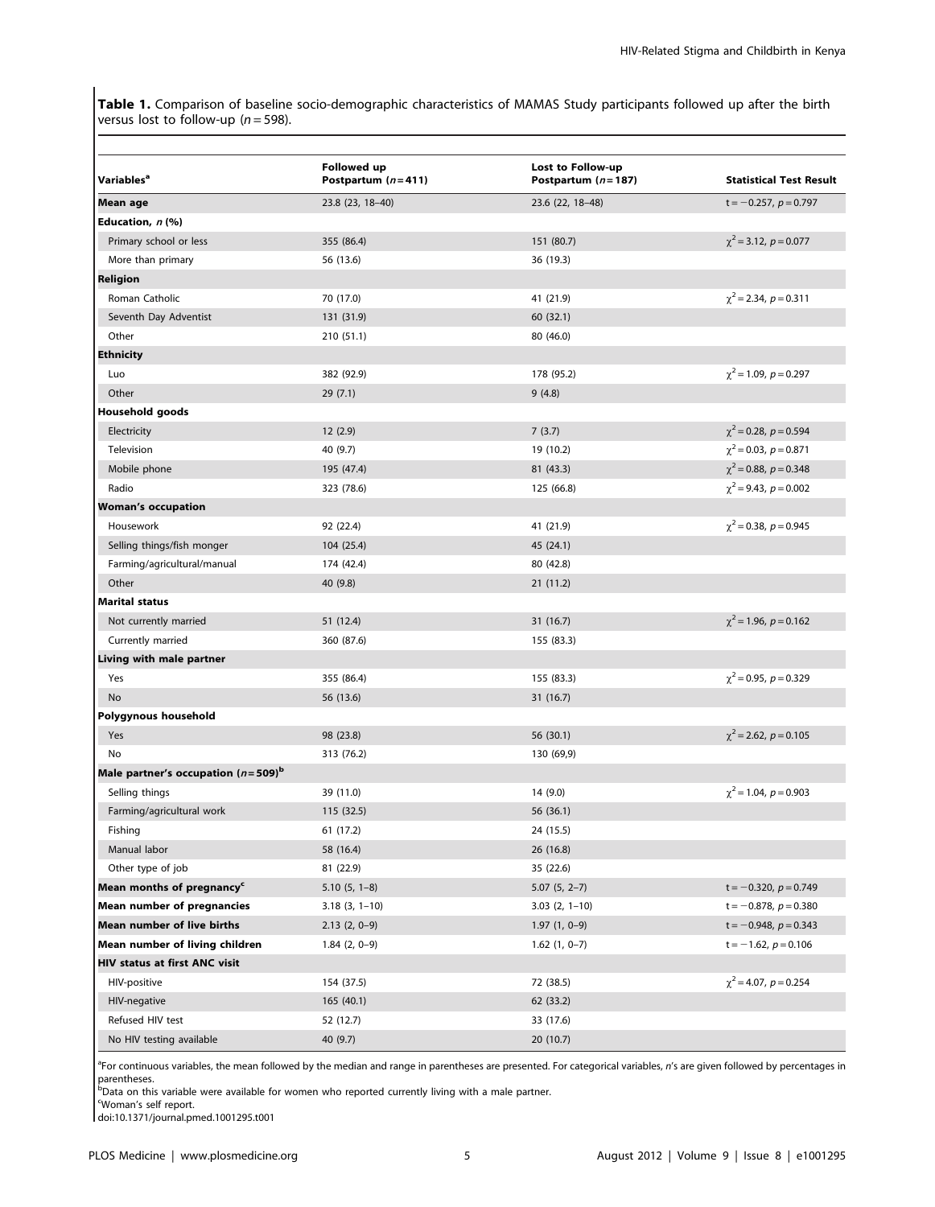**Table 1.** Comparison of baseline socio-demographic characteristics of MAMAS Study participants followed up after the birth versus lost to follow-up ($n = 598$).

| Variables[a] | Followed up Postpartum ($n = 411$) | Lost to Follow-up Postpartum ($n = 187$) | Statistical Test Result |
|---|---|---|---|
| **Mean age** | 23.8 (23, 18–40) | 23.6 (22, 18–48) | $t = -0.257$, $p = 0.797$ |
| **Education, *n* (%)** | | | |
| Primary school or less | 355 (86.4) | 151 (80.7) | $\chi^2 = 3.12$, $p = 0.077$ |
| More than primary | 56 (13.6) | 36 (19.3) | |
| **Religion** | | | |
| Roman Catholic | 70 (17.0) | 41 (21.9) | $\chi^2 = 2.34$, $p = 0.311$ |
| Seventh Day Adventist | 131 (31.9) | 60 (32.1) | |
| Other | 210 (51.1) | 80 (46.0) | |
| **Ethnicity** | | | |
| Luo | 382 (92.9) | 178 (95.2) | $\chi^2 = 1.09$, $p = 0.297$ |
| Other | 29 (7.1) | 9 (4.8) | |
| **Household goods** | | | |
| Electricity | 12 (2.9) | 7 (3.7) | $\chi^2 = 0.28$, $p = 0.594$ |
| Television | 40 (9.7) | 19 (10.2) | $\chi^2 = 0.03$, $p = 0.871$ |
| Mobile phone | 195 (47.4) | 81 (43.3) | $\chi^2 = 0.88$, $p = 0.348$ |
| Radio | 323 (78.6) | 125 (66.8) | $\chi^2 = 9.43$, $p = 0.002$ |
| **Woman's occupation** | | | |
| Housework | 92 (22.4) | 41 (21.9) | $\chi^2 = 0.38$, $p = 0.945$ |
| Selling things/fish monger | 104 (25.4) | 45 (24.1) | |
| Farming/agricultural/manual | 174 (42.4) | 80 (42.8) | |
| Other | 40 (9.8) | 21 (11.2) | |
| **Marital status** | | | |
| Not currently married | 51 (12.4) | 31 (16.7) | $\chi^2 = 1.96$, $p = 0.162$ |
| Currently married | 360 (87.6) | 155 (83.3) | |
| **Living with male partner** | | | |
| Yes | 355 (86.4) | 155 (83.3) | $\chi^2 = 0.95$, $p = 0.329$ |
| No | 56 (13.6) | 31 (16.7) | |
| **Polygynous household** | | | |
| Yes | 98 (23.8) | 56 (30.1) | $\chi^2 = 2.62$, $p = 0.105$ |
| No | 313 (76.2) | 130 (69,9) | |
| **Male partner's occupation ($n = 509$)[b]** | | | |
| Selling things | 39 (11.0) | 14 (9.0) | $\chi^2 = 1.04$, $p = 0.903$ |
| Farming/agricultural work | 115 (32.5) | 56 (36.1) | |
| Fishing | 61 (17.2) | 24 (15.5) | |
| Manual labor | 58 (16.4) | 26 (16.8) | |
| Other type of job | 81 (22.9) | 35 (22.6) | |
| **Mean months of pregnancy[c]** | 5.10 (5, 1–8) | 5.07 (5, 2–7) | $t = -0.320$, $p = 0.749$ |
| **Mean number of pregnancies** | 3.18 (3, 1–10) | 3.03 (2, 1–10) | $t = -0.878$, $p = 0.380$ |
| **Mean number of live births** | 2.13 (2, 0–9) | 1.97 (1, 0–9) | $t = -0.948$, $p = 0.343$ |
| **Mean number of living children** | 1.84 (2, 0–9) | 1.62 (1, 0–7) | $t = -1.62$, $p = 0.106$ |
| **HIV status at first ANC visit** | | | |
| HIV-positive | 154 (37.5) | 72 (38.5) | $\chi^2 = 4.07$, $p = 0.254$ |
| HIV-negative | 165 (40.1) | 62 (33.2) | |
| Refused HIV test | 52 (12.7) | 33 (17.6) | |
| No HIV testing available | 40 (9.7) | 20 (10.7) | |

[a]For continuous variables, the mean followed by the median and range in parentheses are presented. For categorical variables, *n*'s are given followed by percentages in parentheses.
[b]Data on this variable were available for women who reported currently living with a male partner.
[c]Woman's self report.
doi:10.1371/journal.pmed.1001295.t001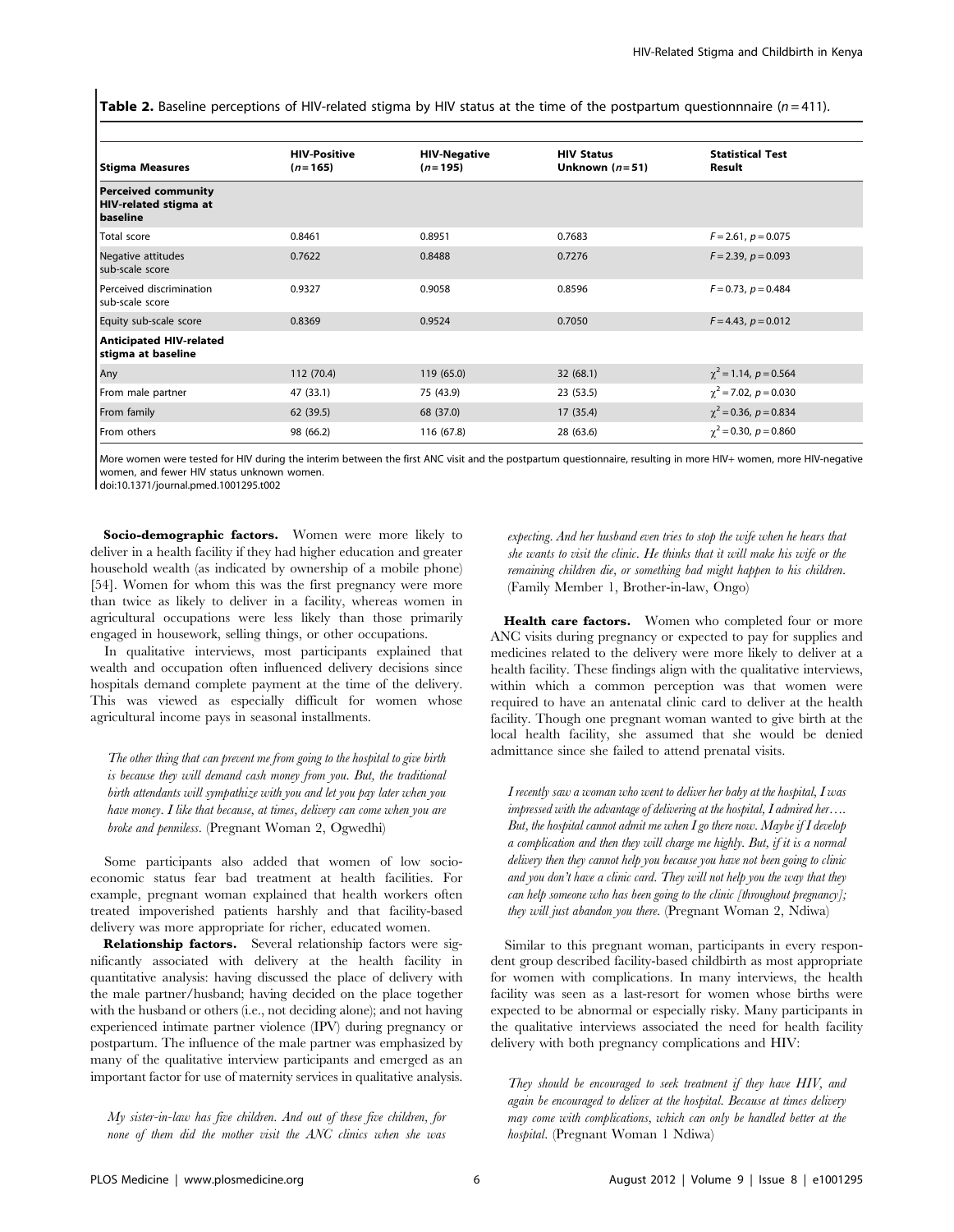**Table 2.** Baseline perceptions of HIV-related stigma by HIV status at the time of the postpartum questionnnaire ($n = 411$).

| Stigma Measures | HIV-Positive ($n = 165$) | HIV-Negative ($n = 195$) | HIV Status Unknown ($n = 51$) | Statistical Test Result |
|---|---|---|---|---|
| **Perceived community HIV-related stigma at baseline** | | | | |
| Total score | 0.8461 | 0.8951 | 0.7683 | $F = 2.61$, $p = 0.075$ |
| Negative attitudes sub-scale score | 0.7622 | 0.8488 | 0.7276 | $F = 2.39$, $p = 0.093$ |
| Perceived discrimination sub-scale score | 0.9327 | 0.9058 | 0.8596 | $F = 0.73$, $p = 0.484$ |
| Equity sub-scale score | 0.8369 | 0.9524 | 0.7050 | $F = 4.43$, $p = 0.012$ |
| **Anticipated HIV-related stigma at baseline** | | | | |
| Any | 112 (70.4) | 119 (65.0) | 32 (68.1) | $\chi^2 = 1.14$, $p = 0.564$ |
| From male partner | 47 (33.1) | 75 (43.9) | 23 (53.5) | $\chi^2 = 7.02$, $p = 0.030$ |
| From family | 62 (39.5) | 68 (37.0) | 17 (35.4) | $\chi^2 = 0.36$, $p = 0.834$ |
| From others | 98 (66.2) | 116 (67.8) | 28 (63.6) | $\chi^2 = 0.30$, $p = 0.860$ |

More women were tested for HIV during the interim between the first ANC visit and the postpartum questionnaire, resulting in more HIV+ women, more HIV-negative women, and fewer HIV status unknown women.
doi:10.1371/journal.pmed.1001295.t002

**Socio-demographic factors.** Women were more likely to deliver in a health facility if they had higher education and greater household wealth (as indicated by ownership of a mobile phone) [54]. Women for whom this was the first pregnancy were more than twice as likely to deliver in a facility, whereas women in agricultural occupations were less likely than those primarily engaged in housework, selling things, or other occupations.

In qualitative interviews, most participants explained that wealth and occupation often influenced delivery decisions since hospitals demand complete payment at the time of the delivery. This was viewed as especially difficult for women whose agricultural income pays in seasonal installments.

> *The other thing that can prevent me from going to the hospital to give birth is because they will demand cash money from you. But, the traditional birth attendants will sympathize with you and let you pay later when you have money. I like that because, at times, delivery can come when you are broke and penniless.* (Pregnant Woman 2, Ogwedhi)

Some participants also added that women of low socio-economic status fear bad treatment at health facilities. For example, pregnant woman explained that health workers often treated impoverished patients harshly and that facility-based delivery was more appropriate for richer, educated women.

**Relationship factors.** Several relationship factors were significantly associated with delivery at the health facility in quantitative analysis: having discussed the place of delivery with the male partner/husband; having decided on the place together with the husband or others (i.e., not deciding alone); and not having experienced intimate partner violence (IPV) during pregnancy or postpartum. The influence of the male partner was emphasized by many of the qualitative interview participants and emerged as an important factor for use of maternity services in qualitative analysis.

> *My sister-in-law has five children. And out of these five children, for none of them did the mother visit the ANC clinics when she was expecting. And her husband even tries to stop the wife when he hears that she wants to visit the clinic. He thinks that it will make his wife or the remaining children die, or something bad might happen to his children.* (Family Member 1, Brother-in-law, Ongo)

**Health care factors.** Women who completed four or more ANC visits during pregnancy or expected to pay for supplies and medicines related to the delivery were more likely to deliver at a health facility. These findings align with the qualitative interviews, within which a common perception was that women were required to have an antenatal clinic card to deliver at the health facility. Though one pregnant woman wanted to give birth at the local health facility, she assumed that she would be denied admittance since she failed to attend prenatal visits.

> *I recently saw a woman who went to deliver her baby at the hospital, I was impressed with the advantage of delivering at the hospital, I admired her…. But, the hospital cannot admit me when I go there now. Maybe if I develop a complication and then they will charge me highly. But, if it is a normal delivery then they cannot help you because you have not been going to clinic and you don't have a clinic card. They will not help you the way that they can help someone who has been going to the clinic [throughout pregnancy]; they will just abandon you there.* (Pregnant Woman 2, Ndiwa)

Similar to this pregnant woman, participants in every respondent group described facility-based childbirth as most appropriate for women with complications. In many interviews, the health facility was seen as a last-resort for women whose births were expected to be abnormal or especially risky. Many participants in the qualitative interviews associated the need for health facility delivery with both pregnancy complications and HIV:

> *They should be encouraged to seek treatment if they have HIV, and again be encouraged to deliver at the hospital. Because at times delivery may come with complications, which can only be handled better at the hospital.* (Pregnant Woman 1 Ndiwa)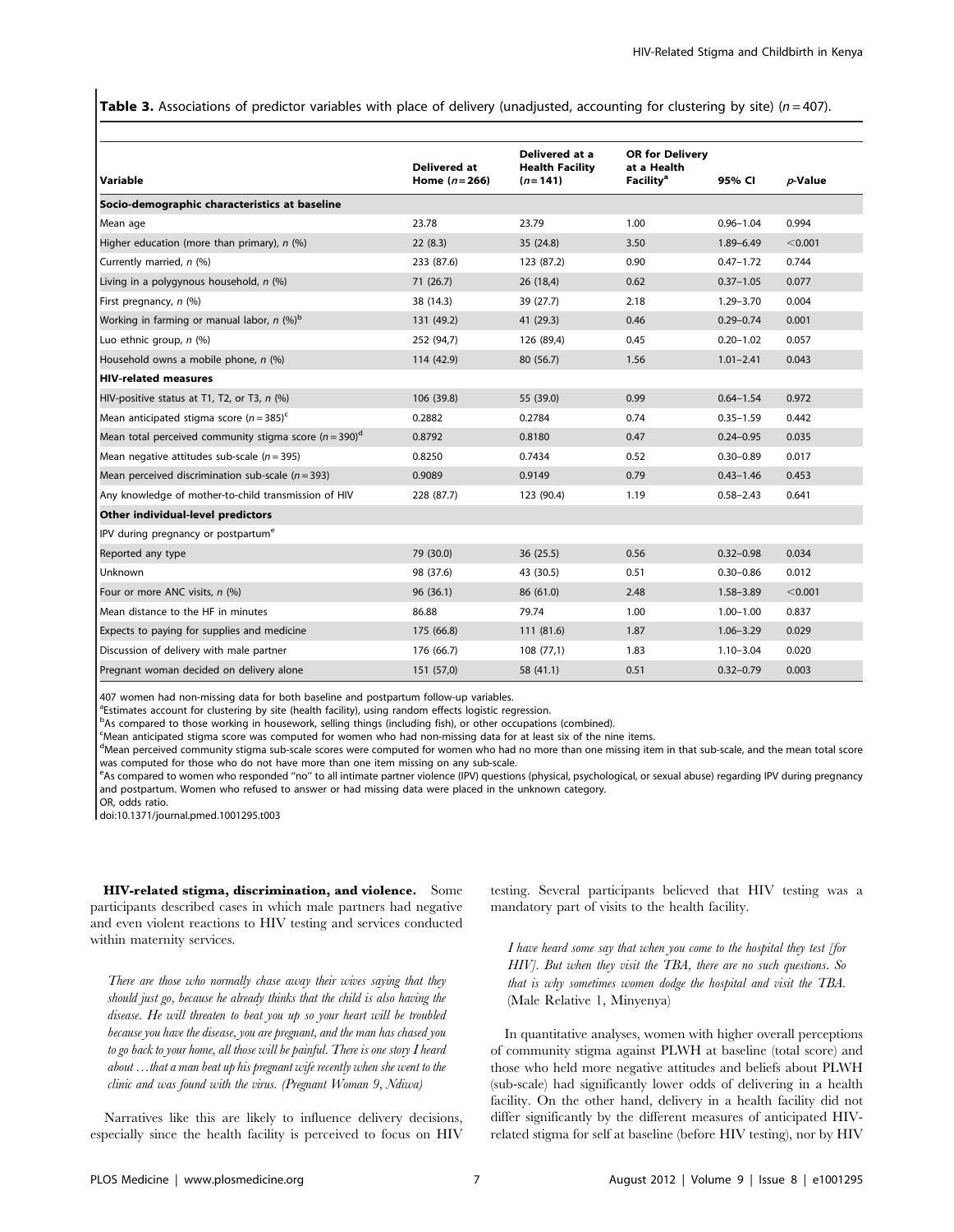**Table 3.** Associations of predictor variables with place of delivery (unadjusted, accounting for clustering by site) ($n = 407$).

| Variable | Delivered at Home ($n = 266$) | Delivered at a Health Facility ($n = 141$) | OR for Delivery at a Health Facility[a] | 95% CI | *p*-Value |
|---|---|---|---|---|---|
| **Socio-demographic characteristics at baseline** | | | | | |
| Mean age | 23.78 | 23.79 | 1.00 | 0.96–1.04 | 0.994 |
| Higher education (more than primary), *n* (%) | 22 (8.3) | 35 (24.8) | 3.50 | 1.89–6.49 | <0.001 |
| Currently married, *n* (%) | 233 (87.6) | 123 (87.2) | 0.90 | 0.47–1.72 | 0.744 |
| Living in a polygynous household, *n* (%) | 71 (26.7) | 26 (18,4) | 0.62 | 0.37–1.05 | 0.077 |
| First pregnancy, *n* (%) | 38 (14.3) | 39 (27.7) | 2.18 | 1.29–3.70 | 0.004 |
| Working in farming or manual labor, *n* (%)[b] | 131 (49.2) | 41 (29.3) | 0.46 | 0.29–0.74 | 0.001 |
| Luo ethnic group, *n* (%) | 252 (94,7) | 126 (89,4) | 0.45 | 0.20–1.02 | 0.057 |
| Household owns a mobile phone, *n* (%) | 114 (42.9) | 80 (56.7) | 1.56 | 1.01–2.41 | 0.043 |
| **HIV-related measures** | | | | | |
| HIV-positive status at T1, T2, or T3, *n* (%) | 106 (39.8) | 55 (39.0) | 0.99 | 0.64–1.54 | 0.972 |
| Mean anticipated stigma score ($n = 385$)[c] | 0.2882 | 0.2784 | 0.74 | 0.35–1.59 | 0.442 |
| Mean total perceived community stigma score ($n = 390$)[d] | 0.8792 | 0.8180 | 0.47 | 0.24–0.95 | 0.035 |
| Mean negative attitudes sub-scale ($n = 395$) | 0.8250 | 0.7434 | 0.52 | 0.30–0.89 | 0.017 |
| Mean perceived discrimination sub-scale ($n = 393$) | 0.9089 | 0.9149 | 0.79 | 0.43–1.46 | 0.453 |
| Any knowledge of mother-to-child transmission of HIV | 228 (87.7) | 123 (90.4) | 1.19 | 0.58–2.43 | 0.641 |
| **Other individual-level predictors** | | | | | |
| IPV during pregnancy or postpartum[e] | | | | | |
| Reported any type | 79 (30.0) | 36 (25.5) | 0.56 | 0.32–0.98 | 0.034 |
| Unknown | 98 (37.6) | 43 (30.5) | 0.51 | 0.30–0.86 | 0.012 |
| Four or more ANC visits, *n* (%) | 96 (36.1) | 86 (61.0) | 2.48 | 1.58–3.89 | <0.001 |
| Mean distance to the HF in minutes | 86.88 | 79.74 | 1.00 | 1.00–1.00 | 0.837 |
| Expects to paying for supplies and medicine | 175 (66.8) | 111 (81.6) | 1.87 | 1.06–3.29 | 0.029 |
| Discussion of delivery with male partner | 176 (66.7) | 108 (77,1) | 1.83 | 1.10–3.04 | 0.020 |
| Pregnant woman decided on delivery alone | 151 (57,0) | 58 (41.1) | 0.51 | 0.32–0.79 | 0.003 |

407 women had non-missing data for both baseline and postpartum follow-up variables.

[a]Estimates account for clustering by site (health facility), using random effects logistic regression.

[b]As compared to those working in housework, selling things (including fish), or other occupations (combined).

[c]Mean anticipated stigma score was computed for women who had non-missing data for at least six of the nine items.

[d]Mean perceived community stigma sub-scale scores were computed for women who had no more than one missing item in that sub-scale, and the mean total score was computed for those who do not have more than one item missing on any sub-scale.

[e]As compared to women who responded "no" to all intimate partner violence (IPV) questions (physical, psychological, or sexual abuse) regarding IPV during pregnancy and postpartum. Women who refused to answer or had missing data were placed in the unknown category.

OR, odds ratio.

doi:10.1371/journal.pmed.1001295.t003

**HIV-related stigma, discrimination, and violence.** Some participants described cases in which male partners had negative and even violent reactions to HIV testing and services conducted within maternity services.

> *There are those who normally chase away their wives saying that they should just go, because he already thinks that the child is also having the disease. He will threaten to beat you up so your heart will be troubled because you have the disease, you are pregnant, and the man has chased you to go back to your home, all those will be painful. There is one story I heard about …that a man beat up his pregnant wife recently when she went to the clinic and was found with the virus. (Pregnant Woman 9, Ndiwa)*

Narratives like this are likely to influence delivery decisions, especially since the health facility is perceived to focus on HIV testing. Several participants believed that HIV testing was a mandatory part of visits to the health facility.

> *I have heard some say that when you come to the hospital they test [for HIV]. But when they visit the TBA, there are no such questions. So that is why sometimes women dodge the hospital and visit the TBA. (Male Relative 1, Minyenya)*

In quantitative analyses, women with higher overall perceptions of community stigma against PLWH at baseline (total score) and those who held more negative attitudes and beliefs about PLWH (sub-scale) had significantly lower odds of delivering in a health facility. On the other hand, delivery in a health facility did not differ significantly by the different measures of anticipated HIV-related stigma for self at baseline (before HIV testing), nor by HIV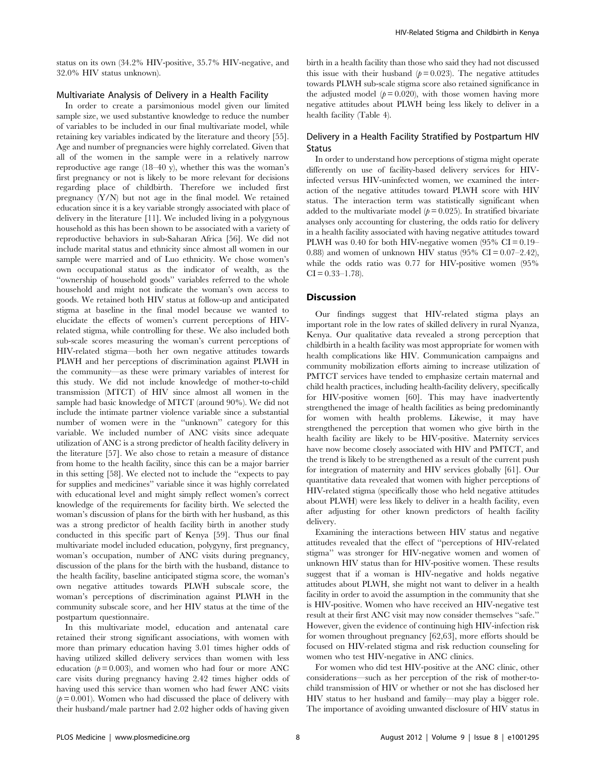status on its own (34.2% HIV-positive, 35.7% HIV-negative, and 32.0% HIV status unknown).

### Multivariate Analysis of Delivery in a Health Facility

In order to create a parsimonious model given our limited sample size, we used substantive knowledge to reduce the number of variables to be included in our final multivariate model, while retaining key variables indicated by the literature and theory [55]. Age and number of pregnancies were highly correlated. Given that all of the women in the sample were in a relatively narrow reproductive age range (18–40 y), whether this was the woman's first pregnancy or not is likely to be more relevant for decisions regarding place of childbirth. Therefore we included first pregnancy (Y/N) but not age in the final model. We retained education since it is a key variable strongly associated with place of delivery in the literature [11]. We included living in a polygynous household as this has been shown to be associated with a variety of reproductive behaviors in sub-Saharan Africa [56]. We did not include marital status and ethnicity since almost all women in our sample were married and of Luo ethnicity. We chose women's own occupational status as the indicator of wealth, as the "ownership of household goods" variables referred to the whole household and might not indicate the woman's own access to goods. We retained both HIV status at follow-up and anticipated stigma at baseline in the final model because we wanted to elucidate the effects of women's current perceptions of HIV-related stigma, while controlling for these. We also included both sub-scale scores measuring the woman's current perceptions of HIV-related stigma—both her own negative attitudes towards PLWH and her perceptions of discrimination against PLWH in the community—as these were primary variables of interest for this study. We did not include knowledge of mother-to-child transmission (MTCT) of HIV since almost all women in the sample had basic knowledge of MTCT (around 90%). We did not include the intimate partner violence variable since a substantial number of women were in the "unknown" category for this variable. We included number of ANC visits since adequate utilization of ANC is a strong predictor of health facility delivery in the literature [57]. We also chose to retain a measure of distance from home to the health facility, since this can be a major barrier in this setting [58]. We elected not to include the "expects to pay for supplies and medicines" variable since it was highly correlated with educational level and might simply reflect women's correct knowledge of the requirements for facility birth. We selected the woman's discussion of plans for the birth with her husband, as this was a strong predictor of health facility birth in another study conducted in this specific part of Kenya [59]. Thus our final multivariate model included education, polygyny, first pregnancy, woman's occupation, number of ANC visits during pregnancy, discussion of the plans for the birth with the husband, distance to the health facility, baseline anticipated stigma score, the woman's own negative attitudes towards PLWH subscale score, the woman's perceptions of discrimination against PLWH in the community subscale score, and her HIV status at the time of the postpartum questionnaire.

In this multivariate model, education and antenatal care retained their strong significant associations, with women with more than primary education having 3.01 times higher odds of having utilized skilled delivery services than women with less education ($p = 0.003$), and women who had four or more ANC care visits during pregnancy having 2.42 times higher odds of having used this service than women who had fewer ANC visits ($p = 0.001$). Women who had discussed the place of delivery with their husband/male partner had 2.02 higher odds of having given birth in a health facility than those who said they had not discussed this issue with their husband ($p = 0.023$). The negative attitudes towards PLWH sub-scale stigma score also retained significance in the adjusted model ($p = 0.020$), with those women having more negative attitudes about PLWH being less likely to deliver in a health facility (Table 4).

### Delivery in a Health Facility Stratified by Postpartum HIV Status

In order to understand how perceptions of stigma might operate differently on use of facility-based delivery services for HIV-infected versus HIV-uninfected women, we examined the interaction of the negative attitudes toward PLWH score with HIV status. The interaction term was statistically significant when added to the multivariate model ($p = 0.025$). In stratified bivariate analyses only accounting for clustering, the odds ratio for delivery in a health facility associated with having negative attitudes toward PLWH was 0.40 for both HIV-negative women (95% CI = 0.19–0.88) and women of unknown HIV status (95% CI = 0.07–2.42), while the odds ratio was 0.77 for HIV-positive women (95% CI = 0.33–1.78).

## Discussion

Our findings suggest that HIV-related stigma plays an important role in the low rates of skilled delivery in rural Nyanza, Kenya. Our qualitative data revealed a strong perception that childbirth in a health facility was most appropriate for women with health complications like HIV. Communication campaigns and community mobilization efforts aiming to increase utilization of PMTCT services have tended to emphasize certain maternal and child health practices, including health-facility delivery, specifically for HIV-positive women [60]. This may have inadvertently strengthened the image of health facilities as being predominantly for women with health problems. Likewise, it may have strengthened the perception that women who give birth in the health facility are likely to be HIV-positive. Maternity services have now become closely associated with HIV and PMTCT, and the trend is likely to be strengthened as a result of the current push for integration of maternity and HIV services globally [61]. Our quantitative data revealed that women with higher perceptions of HIV-related stigma (specifically those who held negative attitudes about PLWH) were less likely to deliver in a health facility, even after adjusting for other known predictors of health facility delivery.

Examining the interactions between HIV status and negative attitudes revealed that the effect of "perceptions of HIV-related stigma" was stronger for HIV-negative women and women of unknown HIV status than for HIV-positive women. These results suggest that if a woman is HIV-negative and holds negative attitudes about PLWH, she might not want to deliver in a health facility in order to avoid the assumption in the community that she is HIV-positive. Women who have received an HIV-negative test result at their first ANC visit may now consider themselves "safe." However, given the evidence of continuing high HIV-infection risk for women throughout pregnancy [62,63], more efforts should be focused on HIV-related stigma and risk reduction counseling for women who test HIV-negative in ANC clinics.

For women who did test HIV-positive at the ANC clinic, other considerations—such as her perception of the risk of mother-to-child transmission of HIV or whether or not she has disclosed her HIV status to her husband and family—may play a bigger role. The importance of avoiding unwanted disclosure of HIV status in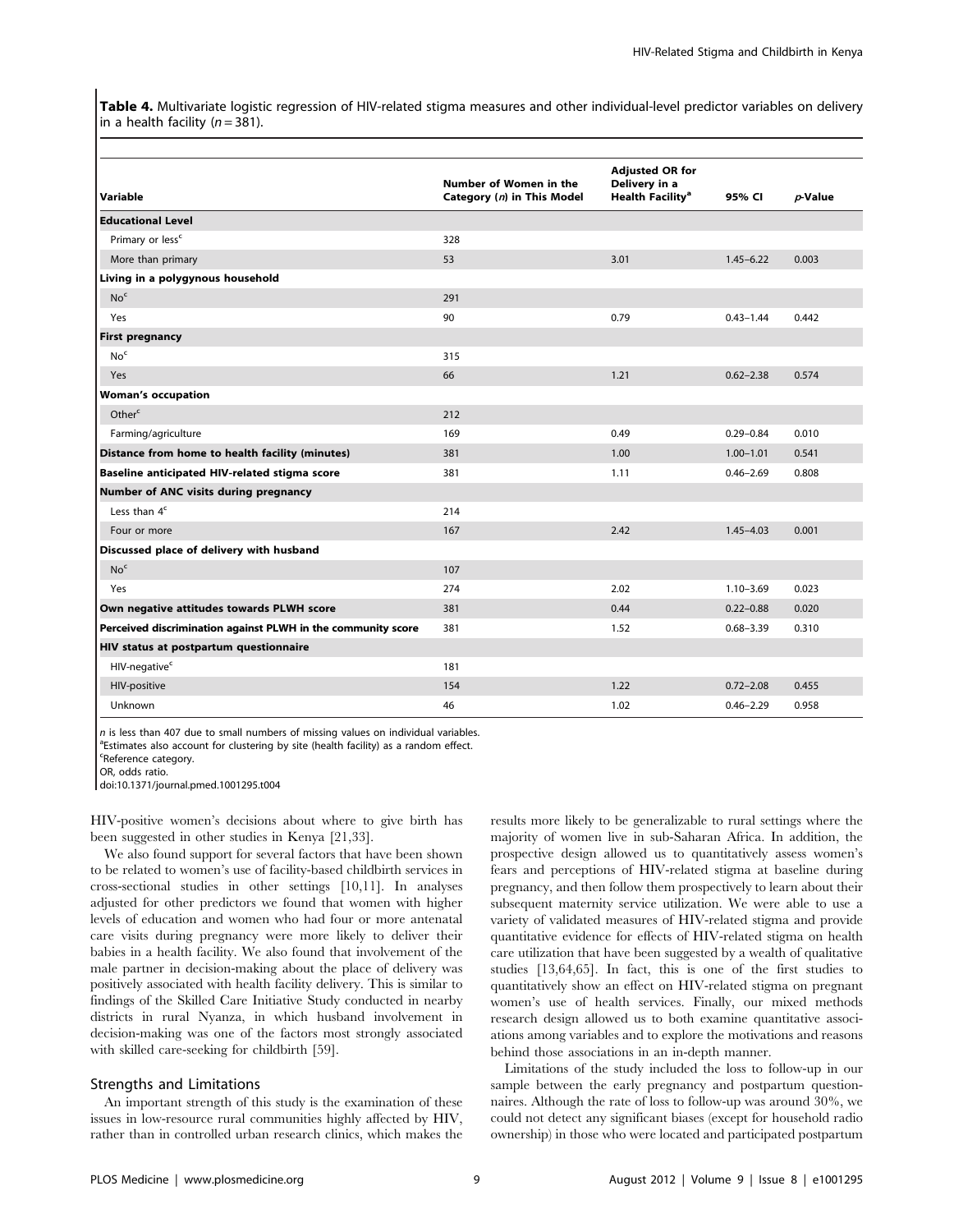**Table 4.** Multivariate logistic regression of HIV-related stigma measures and other individual-level predictor variables on delivery in a health facility ($n = 381$).

| Variable | Number of Women in the Category (*n*) in This Model | Adjusted OR for Delivery in a Health Facility[a] | 95% CI | *p*-Value |
|---|---|---|---|---|
| **Educational Level** | | | | |
| Primary or less[c] | 328 | | | |
| More than primary | 53 | 3.01 | 1.45–6.22 | 0.003 |
| **Living in a polygynous household** | | | | |
| No[c] | 291 | | | |
| Yes | 90 | 0.79 | 0.43–1.44 | 0.442 |
| **First pregnancy** | | | | |
| No[c] | 315 | | | |
| Yes | 66 | 1.21 | 0.62–2.38 | 0.574 |
| **Woman's occupation** | | | | |
| Other[c] | 212 | | | |
| Farming/agriculture | 169 | 0.49 | 0.29–0.84 | 0.010 |
| **Distance from home to health facility (minutes)** | 381 | 1.00 | 1.00–1.01 | 0.541 |
| **Baseline anticipated HIV-related stigma score** | 381 | 1.11 | 0.46–2.69 | 0.808 |
| **Number of ANC visits during pregnancy** | | | | |
| Less than 4[c] | 214 | | | |
| Four or more | 167 | 2.42 | 1.45–4.03 | 0.001 |
| **Discussed place of delivery with husband** | | | | |
| No[c] | 107 | | | |
| Yes | 274 | 2.02 | 1.10–3.69 | 0.023 |
| **Own negative attitudes towards PLWH score** | 381 | 0.44 | 0.22–0.88 | 0.020 |
| **Perceived discrimination against PLWH in the community score** | 381 | 1.52 | 0.68–3.39 | 0.310 |
| **HIV status at postpartum questionnaire** | | | | |
| HIV-negative[c] | 181 | | | |
| HIV-positive | 154 | 1.22 | 0.72–2.08 | 0.455 |
| Unknown | 46 | 1.02 | 0.46–2.29 | 0.958 |

*n* is less than 407 due to small numbers of missing values on individual variables.
[a]Estimates also account for clustering by site (health facility) as a random effect.
[c]Reference category.
OR, odds ratio.
doi:10.1371/journal.pmed.1001295.t004

HIV-positive women's decisions about where to give birth has been suggested in other studies in Kenya [21,33].

We also found support for several factors that have been shown to be related to women's use of facility-based childbirth services in cross-sectional studies in other settings [10,11]. In analyses adjusted for other predictors we found that women with higher levels of education and women who had four or more antenatal care visits during pregnancy were more likely to deliver their babies in a health facility. We also found that involvement of the male partner in decision-making about the place of delivery was positively associated with health facility delivery. This is similar to findings of the Skilled Care Initiative Study conducted in nearby districts in rural Nyanza, in which husband involvement in decision-making was one of the factors most strongly associated with skilled care-seeking for childbirth [59].

## Strengths and Limitations

An important strength of this study is the examination of these issues in low-resource rural communities highly affected by HIV, rather than in controlled urban research clinics, which makes the results more likely to be generalizable to rural settings where the majority of women live in sub-Saharan Africa. In addition, the prospective design allowed us to quantitatively assess women's fears and perceptions of HIV-related stigma at baseline during pregnancy, and then follow them prospectively to learn about their subsequent maternity service utilization. We were able to use a variety of validated measures of HIV-related stigma and provide quantitative evidence for effects of HIV-related stigma on health care utilization that have been suggested by a wealth of qualitative studies [13,64,65]. In fact, this is one of the first studies to quantitatively show an effect on HIV-related stigma on pregnant women's use of health services. Finally, our mixed methods research design allowed us to both examine quantitative associations among variables and to explore the motivations and reasons behind those associations in an in-depth manner.

Limitations of the study included the loss to follow-up in our sample between the early pregnancy and postpartum questionnaires. Although the rate of loss to follow-up was around 30%, we could not detect any significant biases (except for household radio ownership) in those who were located and participated postpartum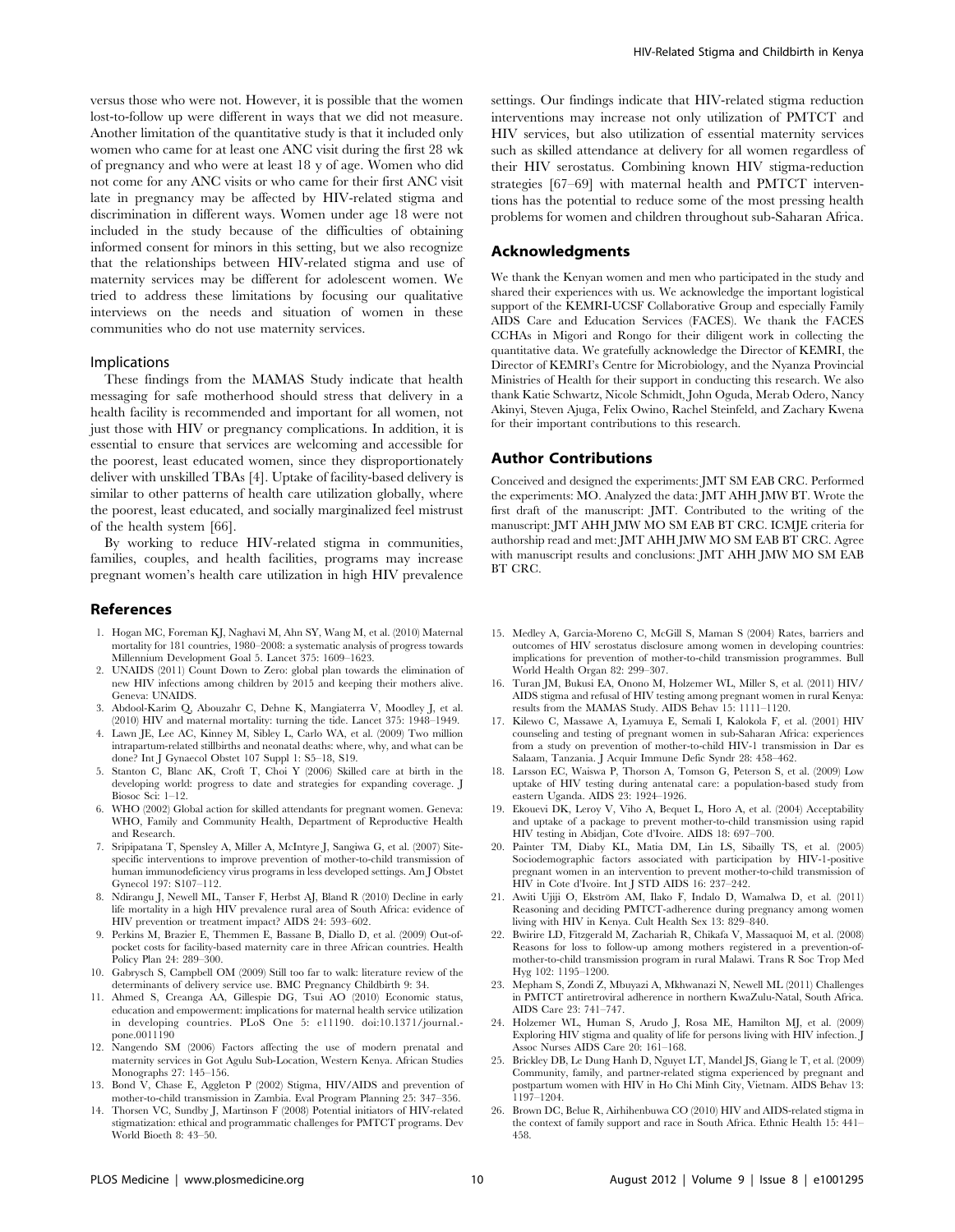versus those who were not. However, it is possible that the women lost-to-follow up were different in ways that we did not measure. Another limitation of the quantitative study is that it included only women who came for at least one ANC visit during the first 28 wk of pregnancy and who were at least 18 y of age. Women who did not come for any ANC visits or who came for their first ANC visit late in pregnancy may be affected by HIV-related stigma and discrimination in different ways. Women under age 18 were not included in the study because of the difficulties of obtaining informed consent for minors in this setting, but we also recognize that the relationships between HIV-related stigma and use of maternity services may be different for adolescent women. We tried to address these limitations by focusing our qualitative interviews on the needs and situation of women in these communities who do not use maternity services.

### Implications

These findings from the MAMAS Study indicate that health messaging for safe motherhood should stress that delivery in a health facility is recommended and important for all women, not just those with HIV or pregnancy complications. In addition, it is essential to ensure that services are welcoming and accessible for the poorest, least educated women, since they disproportionately deliver with unskilled TBAs [4]. Uptake of facility-based delivery is similar to other patterns of health care utilization globally, where the poorest, least educated, and socially marginalized feel mistrust of the health system [66].

By working to reduce HIV-related stigma in communities, families, couples, and health facilities, programs may increase pregnant women's health care utilization in high HIV prevalence settings. Our findings indicate that HIV-related stigma reduction interventions may increase not only utilization of PMTCT and HIV services, but also utilization of essential maternity services such as skilled attendance at delivery for all women regardless of their HIV serostatus. Combining known HIV stigma-reduction strategies [67–69] with maternal health and PMTCT interventions has the potential to reduce some of the most pressing health problems for women and children throughout sub-Saharan Africa.

## Acknowledgments

We thank the Kenyan women and men who participated in the study and shared their experiences with us. We acknowledge the important logistical support of the KEMRI-UCSF Collaborative Group and especially Family AIDS Care and Education Services (FACES). We thank the FACES CCHAs in Migori and Rongo for their diligent work in collecting the quantitative data. We gratefully acknowledge the Director of KEMRI, the Director of KEMRI's Centre for Microbiology, and the Nyanza Provincial Ministries of Health for their support in conducting this research. We also thank Katie Schwartz, Nicole Schmidt, John Oguda, Merab Odero, Nancy Akinyi, Steven Ajuga, Felix Owino, Rachel Steinfeld, and Zachary Kwena for their important contributions to this research.

## Author Contributions

Conceived and designed the experiments: JMT SM EAB CRC. Performed the experiments: MO. Analyzed the data: JMT AHH JMW BT. Wrote the first draft of the manuscript: JMT. Contributed to the writing of the manuscript: JMT AHH JMW MO SM EAB BT CRC. ICMJE criteria for authorship read and met: JMT AHH JMW MO SM EAB BT CRC. Agree with manuscript results and conclusions: JMT AHH JMW MO SM EAB BT CRC.

## References

1. Hogan MC, Foreman KJ, Naghavi M, Ahn SY, Wang M, et al. (2010) Maternal mortality for 181 countries, 1980–2008: a systematic analysis of progress towards Millennium Development Goal 5. Lancet 375: 1609–1623.
2. UNAIDS (2011) Count Down to Zero: global plan towards the elimination of new HIV infections among children by 2015 and keeping their mothers alive. Geneva: UNAIDS.
3. Abdool-Karim Q, Abouzahr C, Dehne K, Mangiaterra V, Moodley J, et al. (2010) HIV and maternal mortality: turning the tide. Lancet 375: 1948–1949.
4. Lawn JE, Lee AC, Kinney M, Sibley L, Carlo WA, et al. (2009) Two million intrapartum-related stillbirths and neonatal deaths: where, why, and what can be done? Int J Gynaecol Obstet 107 Suppl 1: S5–18, S19.
5. Stanton C, Blanc AK, Croft T, Choi Y (2006) Skilled care at birth in the developing world: progress to date and strategies for expanding coverage. J Biosoc Sci: 1–12.
6. WHO (2002) Global action for skilled attendants for pregnant women. Geneva: WHO, Family and Community Health, Department of Reproductive Health and Research.
7. Sripipatana T, Spensley A, Miller A, McIntyre J, Sangiwa G, et al. (2007) Site-specific interventions to improve prevention of mother-to-child transmission of human immunodeficiency virus programs in less developed settings. Am J Obstet Gynecol 197: S107–112.
8. Ndirangu J, Newell ML, Tanser F, Herbst AJ, Bland R (2010) Decline in early life mortality in a high HIV prevalence rural area of South Africa: evidence of HIV prevention or treatment impact? AIDS 24: 593–602.
9. Perkins M, Brazier E, Themmen E, Bassane B, Diallo D, et al. (2009) Out-of-pocket costs for facility-based maternity care in three African countries. Health Policy Plan 24: 289–300.
10. Gabrysch S, Campbell OM (2009) Still too far to walk: literature review of the determinants of delivery service use. BMC Pregnancy Childbirth 9: 34.
11. Ahmed S, Creanga AA, Gillespie DG, Tsui AO (2010) Economic status, education and empowerment: implications for maternal health service utilization in developing countries. PLoS One 5: e11190. doi:10.1371/journal.pone.0011190
12. Nangendo SM (2006) Factors affecting the use of modern prenatal and maternity services in Got Agulu Sub-Location, Western Kenya. African Studies Monographs 27: 145–156.
13. Bond V, Chase E, Aggleton P (2002) Stigma, HIV/AIDS and prevention of mother-to-child transmission in Zambia. Eval Program Planning 25: 347–356.
14. Thorsen VC, Sundby J, Martinson F (2008) Potential initiators of HIV-related stigmatization: ethical and programmatic challenges for PMTCT programs. Dev World Bioeth 8: 43–50.
15. Medley A, Garcia-Moreno C, McGill S, Maman S (2004) Rates, barriers and outcomes of HIV serostatus disclosure among women in developing countries: implications for prevention of mother-to-child transmission programmes. Bull World Health Organ 82: 299–307.
16. Turan JM, Bukusi EA, Onono M, Holzemer WL, Miller S, et al. (2011) HIV/AIDS stigma and refusal of HIV testing among pregnant women in rural Kenya: results from the MAMAS Study. AIDS Behav 15: 1111–1120.
17. Kilewo C, Massawe A, Lyamuya E, Semali I, Kalokola F, et al. (2001) HIV counseling and testing of pregnant women in sub-Saharan Africa: experiences from a study on prevention of mother-to-child HIV-1 transmission in Dar es Salaam, Tanzania. J Acquir Immune Defic Syndr 28: 458–462.
18. Larsson EC, Waiswa P, Thorson A, Tomson G, Peterson S, et al. (2009) Low uptake of HIV testing during antenatal care: a population-based study from eastern Uganda. AIDS 23: 1924–1926.
19. Ekouevi DK, Leroy V, Viho A, Bequet L, Horo A, et al. (2004) Acceptability and uptake of a package to prevent mother-to-child transmission using rapid HIV testing in Abidjan, Cote d'Ivoire. AIDS 18: 697–700.
20. Painter TM, Diaby KL, Matia DM, Lin LS, Sibailly TS, et al. (2005) Sociodemographic factors associated with participation by HIV-1-positive pregnant women in an intervention to prevent mother-to-child transmission of HIV in Cote d'Ivoire. Int J STD AIDS 16: 237–242.
21. Awiti Ujiji O, Ekström AM, Ilako F, Indalo D, Wamalwa D, et al. (2011) Reasoning and deciding PMTCT-adherence during pregnancy among women living with HIV in Kenya. Cult Health Sex 13: 829–840.
22. Bwirire LD, Fitzgerald M, Zachariah R, Chikafa V, Massaquoi M, et al. (2008) Reasons for loss to follow-up among mothers registered in a prevention-of-mother-to-child transmission program in rural Malawi. Trans R Soc Trop Med Hyg 102: 1195–1200.
23. Mepham S, Zondi Z, Mbuyazi A, Mkhwanazi N, Newell ML (2011) Challenges in PMTCT antiretroviral adherence in northern KwaZulu-Natal, South Africa. AIDS Care 23: 741–747.
24. Holzemer WL, Human S, Arudo J, Rosa ME, Hamilton MJ, et al. (2009) Exploring HIV stigma and quality of life for persons living with HIV infection. J Assoc Nurses AIDS Care 20: 161–168.
25. Brickley DB, Le Dung Hanh D, Nguyet LT, Mandel JS, Giang le T, et al. (2009) Community, family, and partner-related stigma experienced by pregnant and postpartum women with HIV in Ho Chi Minh City, Vietnam. AIDS Behav 13: 1197–1204.
26. Brown DC, Belue R, Airhihenbuwa CO (2010) HIV and AIDS-related stigma in the context of family support and race in South Africa. Ethnic Health 15: 441–458.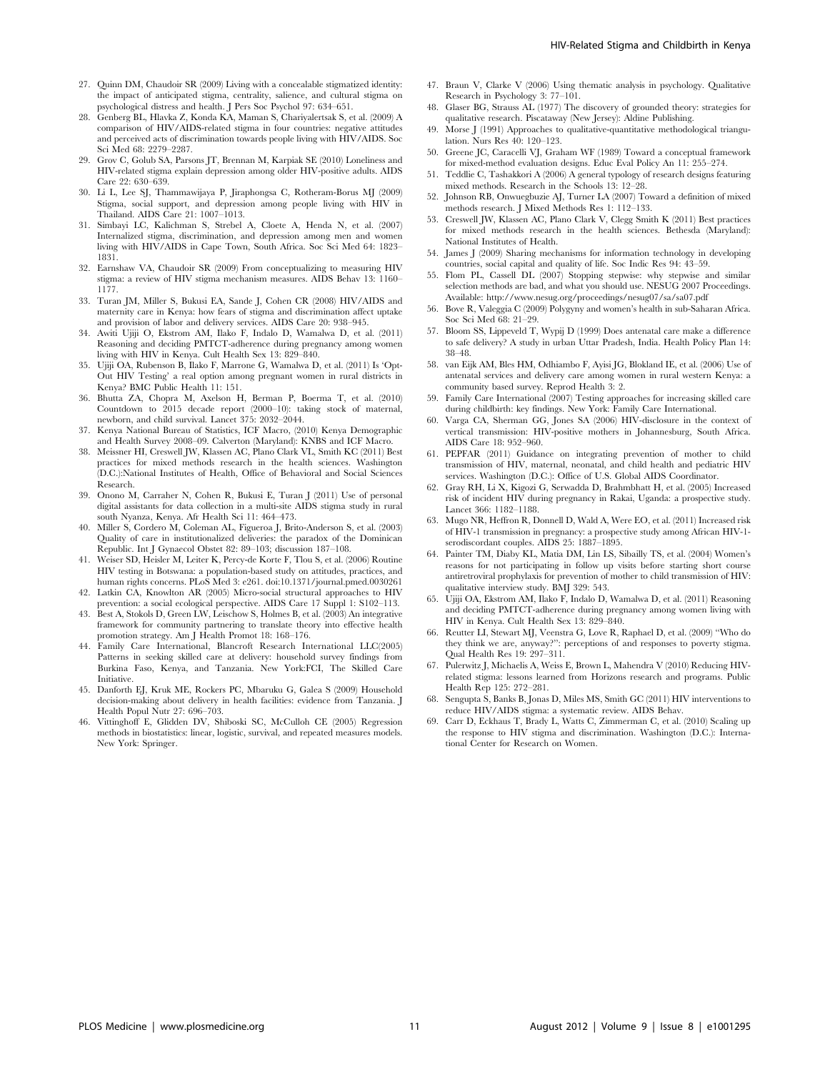27. Quinn DM, Chaudoir SR (2009) Living with a concealable stigmatized identity: the impact of anticipated stigma, centrality, salience, and cultural stigma on psychological distress and health. J Pers Soc Psychol 97: 634–651.
28. Genberg BL, Hlavka Z, Konda KA, Maman S, Chariyalertsak S, et al. (2009) A comparison of HIV/AIDS-related stigma in four countries: negative attitudes and perceived acts of discrimination towards people living with HIV/AIDS. Soc Sci Med 68: 2279–2287.
29. Grov C, Golub SA, Parsons JT, Brennan M, Karpiak SE (2010) Loneliness and HIV-related stigma explain depression among older HIV-positive adults. AIDS Care 22: 630–639.
30. Li L, Lee SJ, Thammawijaya P, Jiraphongsa C, Rotheram-Borus MJ (2009) Stigma, social support, and depression among people living with HIV in Thailand. AIDS Care 21: 1007–1013.
31. Simbayi LC, Kalichman S, Strebel A, Cloete A, Henda N, et al. (2007) Internalized stigma, discrimination, and depression among men and women living with HIV/AIDS in Cape Town, South Africa. Soc Sci Med 64: 1823–1831.
32. Earnshaw VA, Chaudoir SR (2009) From conceptualizing to measuring HIV stigma: a review of HIV stigma mechanism measures. AIDS Behav 13: 1160–1177.
33. Turan JM, Miller S, Bukusi EA, Sande J, Cohen CR (2008) HIV/AIDS and maternity care in Kenya: how fears of stigma and discrimination affect uptake and provision of labor and delivery services. AIDS Care 20: 938–945.
34. Awiti Ujiji O, Ekstrom AM, Ilako F, Indalo D, Wamalwa D, et al. (2011) Reasoning and deciding PMTCT-adherence during pregnancy among women living with HIV in Kenya. Cult Health Sex 13: 829–840.
35. Ujiji OA, Rubenson B, Ilako F, Marrone G, Wamalwa D, et al. (2011) Is 'Opt-Out HIV Testing' a real option among pregnant women in rural districts in Kenya? BMC Public Health 11: 151.
36. Bhutta ZA, Chopra M, Axelson H, Berman P, Boerma T, et al. (2010) Countdown to 2015 decade report (2000–10): taking stock of maternal, newborn, and child survival. Lancet 375: 2032–2044.
37. Kenya National Bureau of Statistics, ICF Macro, (2010) Kenya Demographic and Health Survey 2008–09. Calverton (Maryland): KNBS and ICF Macro.
38. Meissner HI, Creswell JW, Klassen AC, Plano Clark VL, Smith KC (2011) Best practices for mixed methods research in the health sciences. Washington (D.C.):National Institutes of Health, Office of Behavioral and Social Sciences Research.
39. Onono M, Carraher N, Cohen R, Bukusi E, Turan J (2011) Use of personal digital assistants for data collection in a multi-site AIDS stigma study in rural south Nyanza, Kenya. Afr Health Sci 11: 464–473.
40. Miller S, Cordero M, Coleman AL, Figueroa J, Brito-Anderson S, et al. (2003) Quality of care in institutionalized deliveries: the paradox of the Dominican Republic. Int J Gynaecol Obstet 82: 89–103; discussion 187–108.
41. Weiser SD, Heisler M, Leiter K, Percy-de Korte F, Tlou S, et al. (2006) Routine HIV testing in Botswana: a population-based study on attitudes, practices, and human rights concerns. PLoS Med 3: e261. doi:10.1371/journal.pmed.0030261
42. Latkin CA, Knowlton AR (2005) Micro-social structural approaches to HIV prevention: a social ecological perspective. AIDS Care 17 Suppl 1: S102–113.
43. Best A, Stokols D, Green LW, Leischow S, Holmes B, et al. (2003) An integrative framework for community partnering to translate theory into effective health promotion strategy. Am J Health Promot 18: 168–176.
44. Family Care International, Blancroft Research International LLC(2005) Patterns in seeking skilled care at delivery: household survey findings from Burkina Faso, Kenya, and Tanzania. New York:FCI, The Skilled Care Initiative.
45. Danforth EJ, Kruk ME, Rockers PC, Mbaruku G, Galea S (2009) Household decision-making about delivery in health facilities: evidence from Tanzania. J Health Popul Nutr 27: 696–703.
46. Vittinghoff E, Glidden DV, Shiboski SC, McCulloh CE (2005) Regression methods in biostatistics: linear, logistic, survival, and repeated measures models. New York: Springer.
47. Braun V, Clarke V (2006) Using thematic analysis in psychology. Qualitative Research in Psychology 3: 77–101.
48. Glaser BG, Strauss AL (1977) The discovery of grounded theory: strategies for qualitative research. Piscataway (New Jersey): Aldine Publishing.
49. Morse J (1991) Approaches to qualitative-quantitative methodological triangulation. Nurs Res 40: 120–123.
50. Greene JC, Caracelli VJ, Graham WF (1989) Toward a conceptual framework for mixed-method evaluation designs. Educ Eval Policy An 11: 255–274.
51. Teddlie C, Tashakkori A (2006) A general typology of research designs featuring mixed methods. Research in the Schools 13: 12–28.
52. Johnson RB, Onwuegbuzie AJ, Turner LA (2007) Toward a definition of mixed methods research. J Mixed Methods Res 1: 112–133.
53. Creswell JW, Klassen AC, Plano Clark V, Clegg Smith K (2011) Best practices for mixed methods research in the health sciences. Bethesda (Maryland): National Institutes of Health.
54. James J (2009) Sharing mechanisms for information technology in developing countries, social capital and quality of life. Soc Indic Res 94: 43–59.
55. Flom PL, Cassell DL (2007) Stopping stepwise: why stepwise and similar selection methods are bad, and what you should use. NESUG 2007 Proceedings. Available: http://www.nesug.org/proceedings/nesug07/sa/sa07.pdf
56. Bove R, Valeggia C (2009) Polygyny and women's health in sub-Saharan Africa. Soc Sci Med 68: 21–29.
57. Bloom SS, Lippeveld T, Wypij D (1999) Does antenatal care make a difference to safe delivery? A study in urban Uttar Pradesh, India. Health Policy Plan 14: 38–48.
58. van Eijk AM, Bles HM, Odhiambo F, Ayisi JG, Blokland IE, et al. (2006) Use of antenatal services and delivery care among women in rural western Kenya: a community based survey. Reprod Health 3: 2.
59. Family Care International (2007) Testing approaches for increasing skilled care during childbirth: key findings. New York: Family Care International.
60. Varga CA, Sherman GG, Jones SA (2006) HIV-disclosure in the context of vertical transmission: HIV-positive mothers in Johannesburg, South Africa. AIDS Care 18: 952–960.
61. PEPFAR (2011) Guidance on integrating prevention of mother to child transmission of HIV, maternal, neonatal, and child health and pediatric HIV services. Washington (D.C.): Office of U.S. Global AIDS Coordinator.
62. Gray RH, Li X, Kigozi G, Serwadda D, Brahmbhatt H, et al. (2005) Increased risk of incident HIV during pregnancy in Rakai, Uganda: a prospective study. Lancet 366: 1182–1188.
63. Mugo NR, Heffron R, Donnell D, Wald A, Were EO, et al. (2011) Increased risk of HIV-1 transmission in pregnancy: a prospective study among African HIV-1-serodiscordant couples. AIDS 25: 1887–1895.
64. Painter TM, Diaby KL, Matia DM, Lin LS, Sibailly TS, et al. (2004) Women's reasons for not participating in follow up visits before starting short course antiretroviral prophylaxis for prevention of mother to child transmission of HIV: qualitative interview study. BMJ 329: 543.
65. Ujiji OA, Ekstrom AM, Ilako F, Indalo D, Wamalwa D, et al. (2011) Reasoning and deciding PMTCT-adherence during pregnancy among women living with HIV in Kenya. Cult Health Sex 13: 829–840.
66. Reutter LI, Stewart MJ, Veenstra G, Love R, Raphael D, et al. (2009) "Who do they think we are, anyway?": perceptions of and responses to poverty stigma. Qual Health Res 19: 297–311.
67. Pulerwitz J, Michaelis A, Weiss E, Brown L, Mahendra V (2010) Reducing HIV-related stigma: lessons learned from Horizons research and programs. Public Health Rep 125: 272–281.
68. Sengupta S, Banks B, Jonas D, Miles MS, Smith GC (2011) HIV interventions to reduce HIV/AIDS stigma: a systematic review. AIDS Behav.
69. Carr D, Eckhaus T, Brady L, Watts C, Zimmerman C, et al. (2010) Scaling up the response to HIV stigma and discrimination. Washington (D.C.): International Center for Research on Women.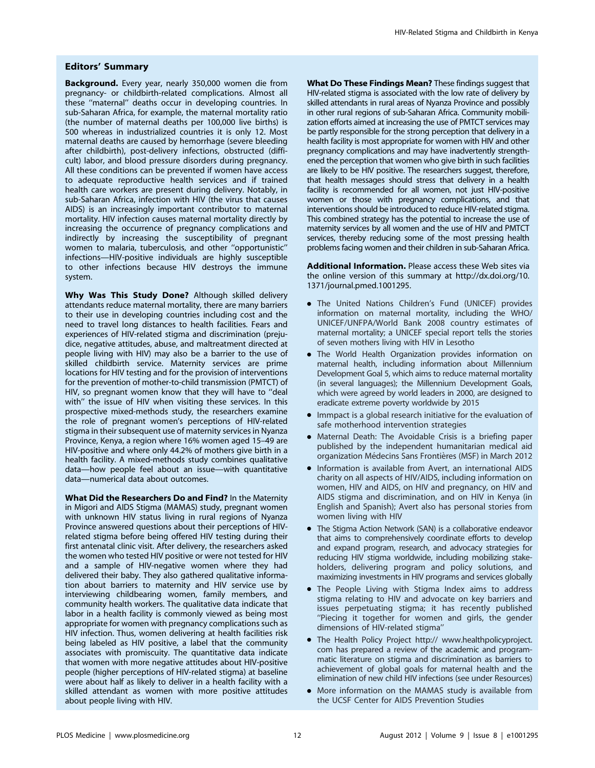## Editors' Summary

**Background.** Every year, nearly 350,000 women die from pregnancy- or childbirth-related complications. Almost all these ''maternal'' deaths occur in developing countries. In sub-Saharan Africa, for example, the maternal mortality ratio (the number of maternal deaths per 100,000 live births) is 500 whereas in industrialized countries it is only 12. Most maternal deaths are caused by hemorrhage (severe bleeding after childbirth), post-delivery infections, obstructed (difficult) labor, and blood pressure disorders during pregnancy. All these conditions can be prevented if women have access to adequate reproductive health services and if trained health care workers are present during delivery. Notably, in sub-Saharan Africa, infection with HIV (the virus that causes AIDS) is an increasingly important contributor to maternal mortality. HIV infection causes maternal mortality directly by increasing the occurrence of pregnancy complications and indirectly by increasing the susceptibility of pregnant women to malaria, tuberculosis, and other ''opportunistic'' infections—HIV-positive individuals are highly susceptible to other infections because HIV destroys the immune system.

**Why Was This Study Done?** Although skilled delivery attendants reduce maternal mortality, there are many barriers to their use in developing countries including cost and the need to travel long distances to health facilities. Fears and experiences of HIV-related stigma and discrimination (prejudice, negative attitudes, abuse, and maltreatment directed at people living with HIV) may also be a barrier to the use of skilled childbirth service. Maternity services are prime locations for HIV testing and for the provision of interventions for the prevention of mother-to-child transmission (PMTCT) of HIV, so pregnant women know that they will have to ''deal with'' the issue of HIV when visiting these services. In this prospective mixed-methods study, the researchers examine the role of pregnant women's perceptions of HIV-related stigma in their subsequent use of maternity services in Nyanza Province, Kenya, a region where 16% women aged 15–49 are HIV-positive and where only 44.2% of mothers give birth in a health facility. A mixed-methods study combines qualitative data—how people feel about an issue—with quantitative data—numerical data about outcomes.

**What Did the Researchers Do and Find?** In the Maternity in Migori and AIDS Stigma (MAMAS) study, pregnant women with unknown HIV status living in rural regions of Nyanza Province answered questions about their perceptions of HIV-related stigma before being offered HIV testing during their first antenatal clinic visit. After delivery, the researchers asked the women who tested HIV positive or were not tested for HIV and a sample of HIV-negative women where they had delivered their baby. They also gathered qualitative information about barriers to maternity and HIV service use by interviewing childbearing women, family members, and community health workers. The qualitative data indicate that labor in a health facility is commonly viewed as being most appropriate for women with pregnancy complications such as HIV infection. Thus, women delivering at health facilities risk being labeled as HIV positive, a label that the community associates with promiscuity. The quantitative data indicate that women with more negative attitudes about HIV-positive people (higher perceptions of HIV-related stigma) at baseline were about half as likely to deliver in a health facility with a skilled attendant as women with more positive attitudes about people living with HIV.

**What Do These Findings Mean?** These findings suggest that HIV-related stigma is associated with the low rate of delivery by skilled attendants in rural areas of Nyanza Province and possibly in other rural regions of sub-Saharan Africa. Community mobilization efforts aimed at increasing the use of PMTCT services may be partly responsible for the strong perception that delivery in a health facility is most appropriate for women with HIV and other pregnancy complications and may have inadvertently strengthened the perception that women who give birth in such facilities are likely to be HIV positive. The researchers suggest, therefore, that health messages should stress that delivery in a health facility is recommended for all women, not just HIV-positive women or those with pregnancy complications, and that interventions should be introduced to reduce HIV-related stigma. This combined strategy has the potential to increase the use of maternity services by all women and the use of HIV and PMTCT services, thereby reducing some of the most pressing health problems facing women and their children in sub-Saharan Africa.

**Additional Information.** Please access these Web sites via the online version of this summary at http://dx.doi.org/10.1371/journal.pmed.1001295.

- The United Nations Children's Fund (UNICEF) provides information on maternal mortality, including the WHO/UNICEF/UNFPA/World Bank 2008 country estimates of maternal mortality; a UNICEF special report tells the stories of seven mothers living with HIV in Lesotho
- The World Health Organization provides information on maternal health, including information about Millennium Development Goal 5, which aims to reduce maternal mortality (in several languages); the Millennium Development Goals, which were agreed by world leaders in 2000, are designed to eradicate extreme poverty worldwide by 2015
- Immpact is a global research initiative for the evaluation of safe motherhood intervention strategies
- Maternal Death: The Avoidable Crisis is a briefing paper published by the independent humanitarian medical aid organization Médecins Sans Frontières (MSF) in March 2012
- Information is available from Avert, an international AIDS charity on all aspects of HIV/AIDS, including information on women, HIV and AIDS, on HIV and pregnancy, on HIV and AIDS stigma and discrimination, and on HIV in Kenya (in English and Spanish); Avert also has personal stories from women living with HIV
- The Stigma Action Network (SAN) is a collaborative endeavor that aims to comprehensively coordinate efforts to develop and expand program, research, and advocacy strategies for reducing HIV stigma worldwide, including mobilizing stakeholders, delivering program and policy solutions, and maximizing investments in HIV programs and services globally
- The People Living with Stigma Index aims to address stigma relating to HIV and advocate on key barriers and issues perpetuating stigma; it has recently published ''Piecing it together for women and girls, the gender dimensions of HIV-related stigma''
- The Health Policy Project http:// www.healthpolicyproject.com has prepared a review of the academic and programmatic literature on stigma and discrimination as barriers to achievement of global goals for maternal health and the elimination of new child HIV infections (see under Resources)
- More information on the MAMAS study is available from the UCSF Center for AIDS Prevention Studies